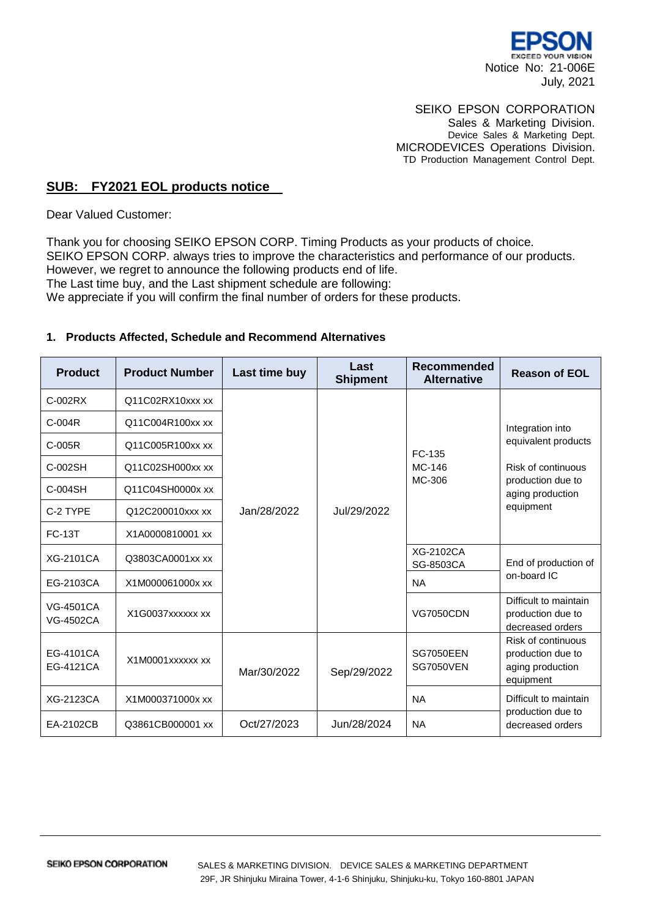EPSON
EXCEED YOUR VISION

Notice No: 21-006E
July, 2021

SEIKO EPSON CORPORATION
Sales & Marketing Division.
Device Sales & Marketing Dept.
MICRODEVICES Operations Division.
TD Production Management Control Dept.

## SUB: FY2021 EOL products notice

Dear Valued Customer:

Thank you for choosing SEIKO EPSON CORP. Timing Products as your products of choice.
SEIKO EPSON CORP. always tries to improve the characteristics and performance of our products.
However, we regret to announce the following products end of life.
The Last time buy, and the Last shipment schedule are following:
We appreciate if you will confirm the final number of orders for these products.

### 1. Products Affected, Schedule and Recommend Alternatives

| Product | Product Number | Last time buy | Last Shipment | Recommended Alternative | Reason of EOL |
|---|---|---|---|---|---|
| C-002RX | Q11C02RX10xxx xx | Jan/28/2022 | Jul/29/2022 | FC-135 MC-146 MC-306 | Integration into equivalent products Risk of continuous production due to aging production equipment |
| C-004R | Q11C004R100xx xx | | | | |
| C-005R | Q11C005R100xx xx | | | | |
| C-002SH | Q11C02SH000xx xx | | | | |
| C-004SH | Q11C04SH0000x xx | | | | |
| C-2 TYPE | Q12C200010xxx xx | | | | |
| FC-13T | X1A0000810001 xx | | | | |
| XG-2101CA | Q3803CA0001xx xx | | | XG-2102CA SG-8503CA | End of production of on-board IC |
| EG-2103CA | X1M000061000x xx | | | NA | |
| VG-4501CA VG-4502CA | X1G0037xxxxxx xx | | | VG7050CDN | Difficult to maintain production due to decreased orders |
| EG-4101CA EG-4121CA | X1M0001xxxxxx xx | Mar/30/2022 | Sep/29/2022 | SG7050EEN SG7050VEN | Risk of continuous production due to aging production equipment |
| XG-2123CA | X1M000371000x xx | | | NA | Difficult to maintain production due to decreased orders |
| EA-2102CB | Q3861CB000001 xx | Oct/27/2023 | Jun/28/2024 | NA | |

SEIKO EPSON CORPORATION SALES & MARKETING DIVISION. DEVICE SALES & MARKETING DEPARTMENT
29F, JR Shinjuku Miraina Tower, 4-1-6 Shinjuku, Shinjuku-ku, Tokyo 160-8801 JAPAN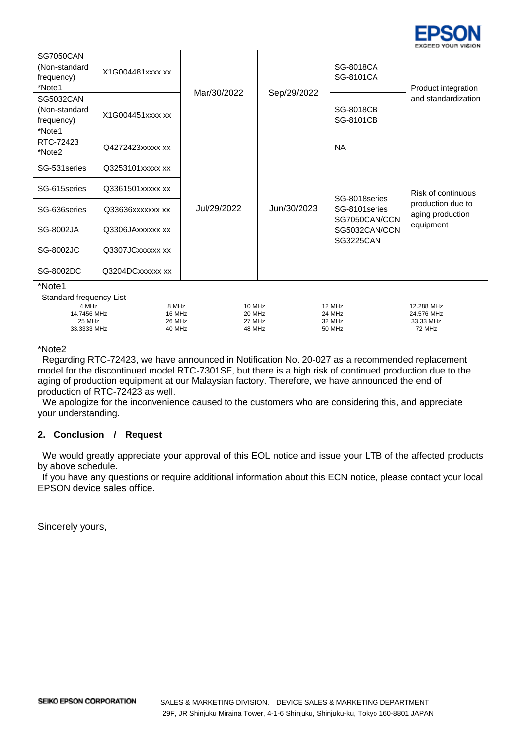| | | | | | |
|---|---|---|---|---|---|
| SG7050CAN (Non-standard frequency) *Note1 | X1G004481xxxx xx | Mar/30/2022 | Sep/29/2022 | SG-8018CA SG-8101CA | Product integration and standardization |
| SG5032CAN (Non-standard frequency) *Note1 | X1G004451xxxx xx | | | SG-8018CB SG-8101CB | |
| RTC-72423 *Note2 | Q4272423xxxxx xx | Jul/29/2022 | Jun/30/2023 | NA | Risk of continuous production due to aging production equipment |
| SG-531series | Q3253101xxxxx xx | | | SG-8018series SG-8101series SG7050CAN/CCN SG5032CAN/CCN SG3225CAN | |
| SG-615series | Q3361501xxxxx xx | | | | |
| SG-636series | Q33636xxxxxxx xx | | | | |
| SG-8002JA | Q3306JAxxxxxx xx | | | | |
| SG-8002JC | Q3307JCxxxxxx xx | | | | |
| SG-8002DC | Q3204DCxxxxxx xx | | | | |

*Note1

Standard frequency List

| | | | | |
|---|---|---|---|---|
| 4 MHz | 8 MHz | 10 MHz | 12 MHz | 12.288 MHz |
| 14.7456 MHz | 16 MHz | 20 MHz | 24 MHz | 24.576 MHz |
| 25 MHz | 26 MHz | 27 MHz | 32 MHz | 33.33 MHz |
| 33.3333 MHz | 40 MHz | 48 MHz | 50 MHz | 72 MHz |

*Note2

Regarding RTC-72423, we have announced in Notification No. 20-027 as a recommended replacement model for the discontinued model RTC-7301SF, but there is a high risk of continued production due to the aging of production equipment at our Malaysian factory. Therefore, we have announced the end of production of RTC-72423 as well.

We apologize for the inconvenience caused to the customers who are considering this, and appreciate your understanding.

## 2. Conclusion / Request

We would greatly appreciate your approval of this EOL notice and issue your LTB of the affected products by above schedule.

If you have any questions or require additional information about this ECN notice, please contact your local EPSON device sales office.

Sincerely yours,